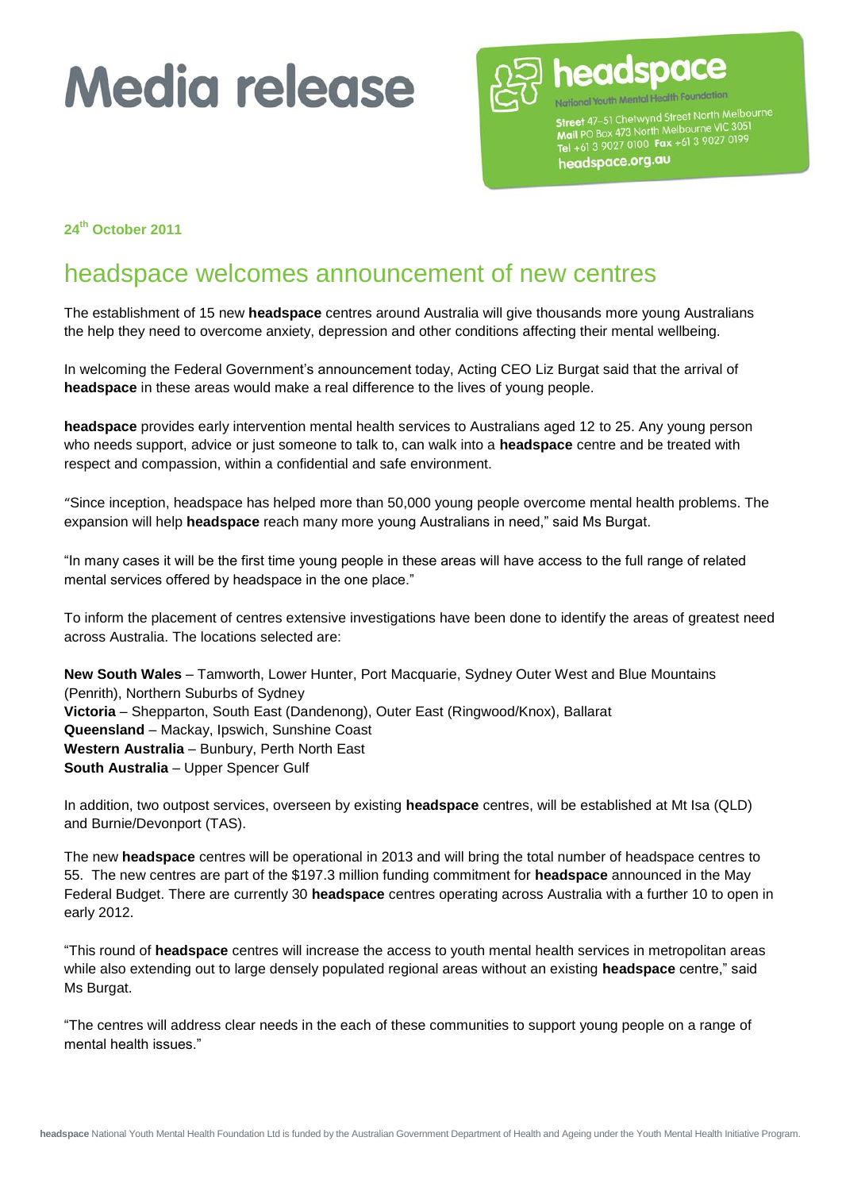# Media release

**headspace**
National Youth Mental Health Foundation
**Street** 47–51 Chetwynd Street North Melbourne
**Mail** PO Box 473 North Melbourne VIC 3051
**Tel** +61 3 9027 0100 **Fax** +61 3 9027 0199
**headspace.org.au**

**24th October 2011**

## headspace welcomes announcement of new centres

The establishment of 15 new **headspace** centres around Australia will give thousands more young Australians the help they need to overcome anxiety, depression and other conditions affecting their mental wellbeing.

In welcoming the Federal Government's announcement today, Acting CEO Liz Burgat said that the arrival of **headspace** in these areas would make a real difference to the lives of young people.

**headspace** provides early intervention mental health services to Australians aged 12 to 25. Any young person who needs support, advice or just someone to talk to, can walk into a **headspace** centre and be treated with respect and compassion, within a confidential and safe environment.

"Since inception, headspace has helped more than 50,000 young people overcome mental health problems. The expansion will help **headspace** reach many more young Australians in need," said Ms Burgat.

"In many cases it will be the first time young people in these areas will have access to the full range of related mental services offered by headspace in the one place."

To inform the placement of centres extensive investigations have been done to identify the areas of greatest need across Australia. The locations selected are:

**New South Wales** – Tamworth, Lower Hunter, Port Macquarie, Sydney Outer West and Blue Mountains (Penrith), Northern Suburbs of Sydney
**Victoria** – Shepparton, South East (Dandenong), Outer East (Ringwood/Knox), Ballarat
**Queensland** – Mackay, Ipswich, Sunshine Coast
**Western Australia** – Bunbury, Perth North East
**South Australia** – Upper Spencer Gulf

In addition, two outpost services, overseen by existing **headspace** centres, will be established at Mt Isa (QLD) and Burnie/Devonport (TAS).

The new **headspace** centres will be operational in 2013 and will bring the total number of headspace centres to 55. The new centres are part of the $197.3 million funding commitment for **headspace** announced in the May Federal Budget. There are currently 30 **headspace** centres operating across Australia with a further 10 to open in early 2012.

"This round of **headspace** centres will increase the access to youth mental health services in metropolitan areas while also extending out to large densely populated regional areas without an existing **headspace** centre," said Ms Burgat.

"The centres will address clear needs in the each of these communities to support young people on a range of mental health issues."

**headspace** National Youth Mental Health Foundation Ltd is funded by the Australian Government Department of Health and Ageing under the Youth Mental Health Initiative Program.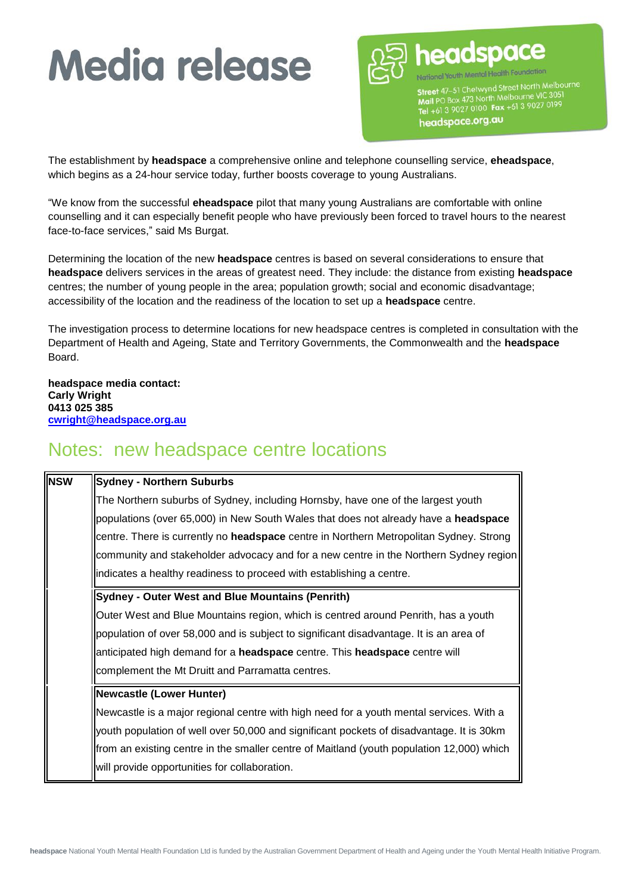# Media release

The establishment by **headspace** a comprehensive online and telephone counselling service, **eheadspace**, which begins as a 24-hour service today, further boosts coverage to young Australians.

"We know from the successful **eheadspace** pilot that many young Australians are comfortable with online counselling and it can especially benefit people who have previously been forced to travel hours to the nearest face-to-face services," said Ms Burgat.

Determining the location of the new **headspace** centres is based on several considerations to ensure that **headspace** delivers services in the areas of greatest need. They include: the distance from existing **headspace** centres; the number of young people in the area; population growth; social and economic disadvantage; accessibility of the location and the readiness of the location to set up a **headspace** centre.

The investigation process to determine locations for new headspace centres is completed in consultation with the Department of Health and Ageing, State and Territory Governments, the Commonwealth and the **headspace** Board.

**headspace media contact:**
**Carly Wright**
**0413 025 385**
**cwright@headspace.org.au**

## Notes: new headspace centre locations

| | |
|---|---|
| **NSW** | **Sydney - Northern Suburbs**<br>The Northern suburbs of Sydney, including Hornsby, have one of the largest youth populations (over 65,000) in New South Wales that does not already have a **headspace** centre. There is currently no **headspace** centre in Northern Metropolitan Sydney. Strong community and stakeholder advocacy and for a new centre in the Northern Sydney region indicates a healthy readiness to proceed with establishing a centre. |
| | **Sydney - Outer West and Blue Mountains (Penrith)**<br>Outer West and Blue Mountains region, which is centred around Penrith, has a youth population of over 58,000 and is subject to significant disadvantage. It is an area of anticipated high demand for a **headspace** centre. This **headspace** centre will complement the Mt Druitt and Parramatta centres. |
| | **Newcastle (Lower Hunter)**<br>Newcastle is a major regional centre with high need for a youth mental services. With a youth population of well over 50,000 and significant pockets of disadvantage. It is 30km from an existing centre in the smaller centre of Maitland (youth population 12,000) which will provide opportunities for collaboration. |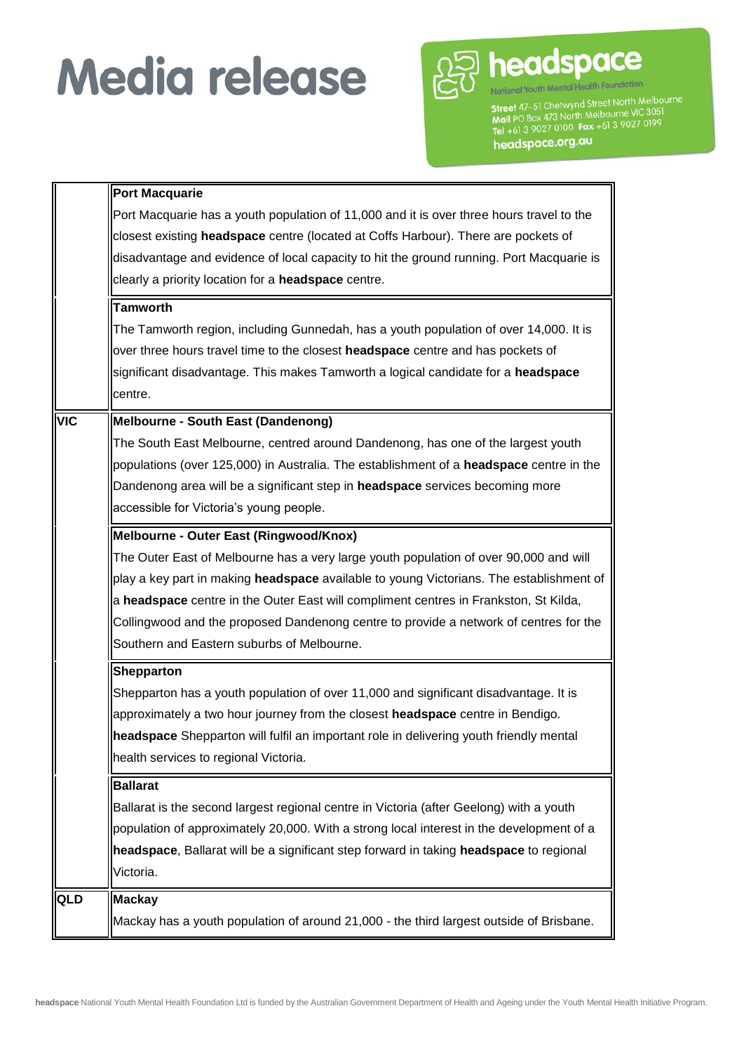# Media release

**headspace**
National Youth Mental Health Foundation
**Street** 47–51 Chetwynd Street North Melbourne
**Mail** PO Box 473 North Melbourne VIC 3051
**Tel** +61 3 9027 0100 **Fax** +61 3 9027 0199
**headspace.org.au**

| | |
|---|---|
| | **Port Macquarie**<br>Port Macquarie has a youth population of 11,000 and it is over three hours travel to the closest existing **headspace** centre (located at Coffs Harbour). There are pockets of disadvantage and evidence of local capacity to hit the ground running. Port Macquarie is clearly a priority location for a **headspace** centre. |
| | **Tamworth**<br>The Tamworth region, including Gunnedah, has a youth population of over 14,000. It is over three hours travel time to the closest **headspace** centre and has pockets of significant disadvantage. This makes Tamworth a logical candidate for a **headspace** centre. |
| **VIC** | **Melbourne - South East (Dandenong)**<br>The South East Melbourne, centred around Dandenong, has one of the largest youth populations (over 125,000) in Australia. The establishment of a **headspace** centre in the Dandenong area will be a significant step in **headspace** services becoming more accessible for Victoria's young people. |
| | **Melbourne - Outer East (Ringwood/Knox)**<br>The Outer East of Melbourne has a very large youth population of over 90,000 and will play a key part in making **headspace** available to young Victorians. The establishment of a **headspace** centre in the Outer East will compliment centres in Frankston, St Kilda, Collingwood and the proposed Dandenong centre to provide a network of centres for the Southern and Eastern suburbs of Melbourne. |
| | **Shepparton**<br>Shepparton has a youth population of over 11,000 and significant disadvantage. It is approximately a two hour journey from the closest **headspace** centre in Bendigo. **headspace** Shepparton will fulfil an important role in delivering youth friendly mental health services to regional Victoria. |
| | **Ballarat**<br>Ballarat is the second largest regional centre in Victoria (after Geelong) with a youth population of approximately 20,000. With a strong local interest in the development of a **headspace**, Ballarat will be a significant step forward in taking **headspace** to regional Victoria. |
| **QLD** | **Mackay**<br>Mackay has a youth population of around 21,000 - the third largest outside of Brisbane. |

**headspace** National Youth Mental Health Foundation Ltd is funded by the Australian Government Department of Health and Ageing under the Youth Mental Health Initiative Program.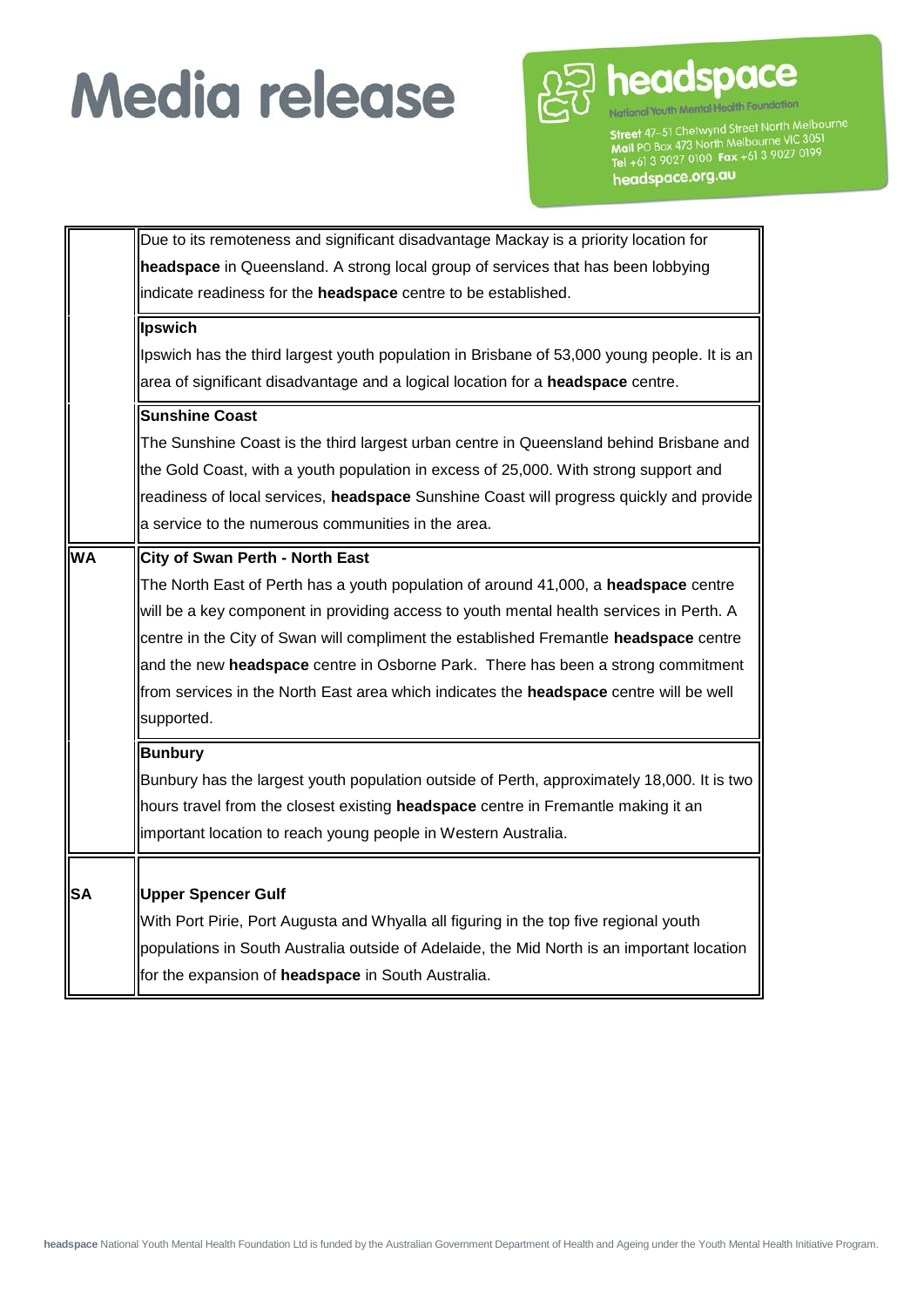# Media release

| | |
|---|---|
| | Due to its remoteness and significant disadvantage Mackay is a priority location for **headspace** in Queensland. A strong local group of services that has been lobbying indicate readiness for the **headspace** centre to be established. |
| | **Ipswich**<br>Ipswich has the third largest youth population in Brisbane of 53,000 young people. It is an area of significant disadvantage and a logical location for a **headspace** centre. |
| | **Sunshine Coast**<br>The Sunshine Coast is the third largest urban centre in Queensland behind Brisbane and the Gold Coast, with a youth population in excess of 25,000. With strong support and readiness of local services, **headspace** Sunshine Coast will progress quickly and provide a service to the numerous communities in the area. |
| **WA** | **City of Swan Perth - North East**<br>The North East of Perth has a youth population of around 41,000, a **headspace** centre will be a key component in providing access to youth mental health services in Perth. A centre in the City of Swan will compliment the established Fremantle **headspace** centre and the new **headspace** centre in Osborne Park. There has been a strong commitment from services in the North East area which indicates the **headspace** centre will be well supported. |
| | **Bunbury**<br>Bunbury has the largest youth population outside of Perth, approximately 18,000. It is two hours travel from the closest existing **headspace** centre in Fremantle making it an important location to reach young people in Western Australia. |
| **SA** | **Upper Spencer Gulf**<br>With Port Pirie, Port Augusta and Whyalla all figuring in the top five regional youth populations in South Australia outside of Adelaide, the Mid North is an important location for the expansion of **headspace** in South Australia. |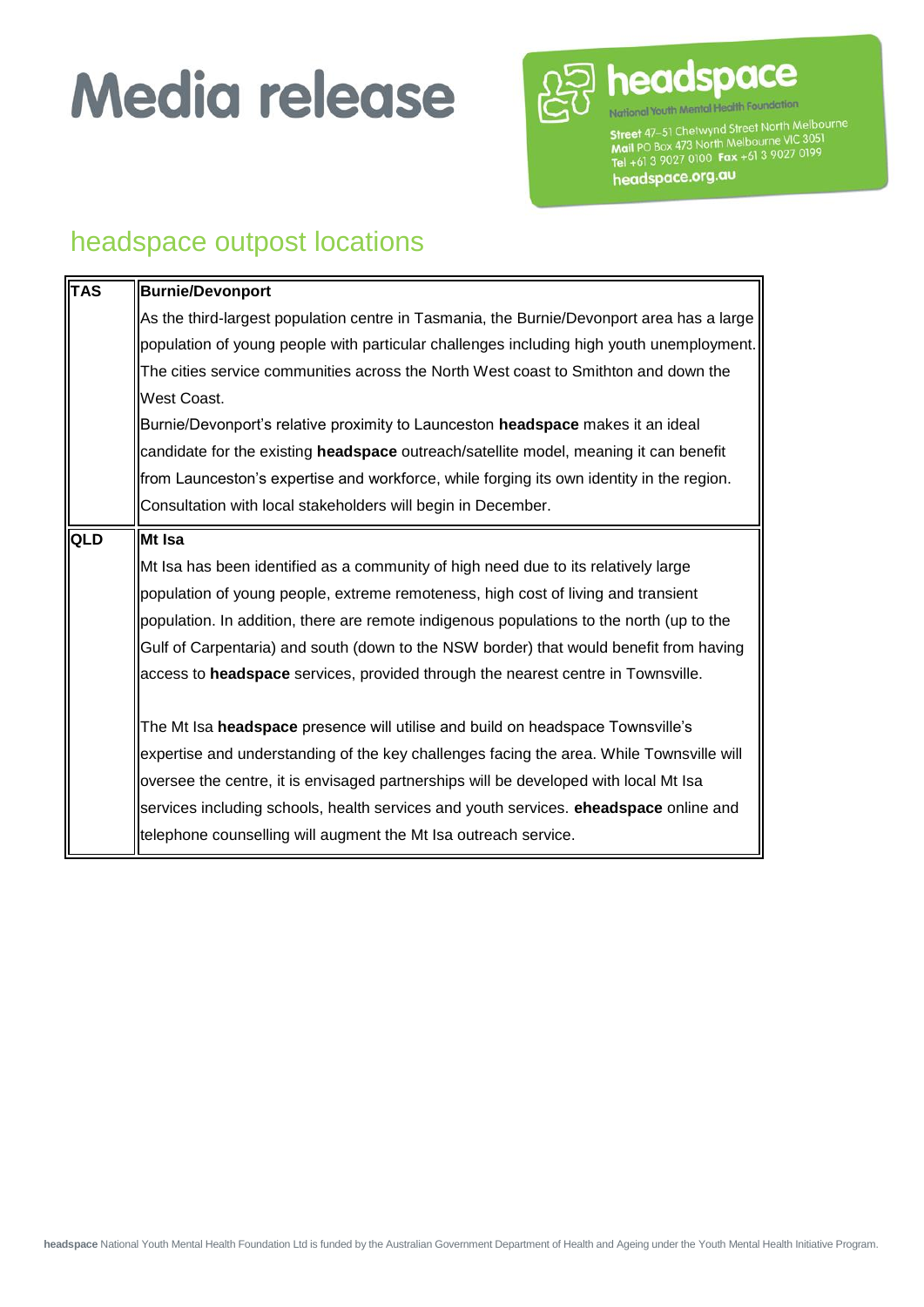# Media release

**headspace**
National Youth Mental Health Foundation
**Street** 47–51 Chetwynd Street North Melbourne
**Mail** PO Box 473 North Melbourne VIC 3051
**Tel** +61 3 9027 0100 **Fax** +61 3 9027 0199
**headspace.org.au**

## headspace outpost locations

| | |
|---|---|
| **TAS** | **Burnie/Devonport**<br>As the third-largest population centre in Tasmania, the Burnie/Devonport area has a large population of young people with particular challenges including high youth unemployment. The cities service communities across the North West coast to Smithton and down the West Coast.<br>Burnie/Devonport's relative proximity to Launceston **headspace** makes it an ideal candidate for the existing **headspace** outreach/satellite model, meaning it can benefit from Launceston's expertise and workforce, while forging its own identity in the region. Consultation with local stakeholders will begin in December. |
| **QLD** | **Mt Isa**<br>Mt Isa has been identified as a community of high need due to its relatively large population of young people, extreme remoteness, high cost of living and transient population. In addition, there are remote indigenous populations to the north (up to the Gulf of Carpentaria) and south (down to the NSW border) that would benefit from having access to **headspace** services, provided through the nearest centre in Townsville.<br><br>The Mt Isa **headspace** presence will utilise and build on headspace Townsville's expertise and understanding of the key challenges facing the area. While Townsville will oversee the centre, it is envisaged partnerships will be developed with local Mt Isa services including schools, health services and youth services. **eheadspace** online and telephone counselling will augment the Mt Isa outreach service. |

**headspace** National Youth Mental Health Foundation Ltd is funded by the Australian Government Department of Health and Ageing under the Youth Mental Health Initiative Program.